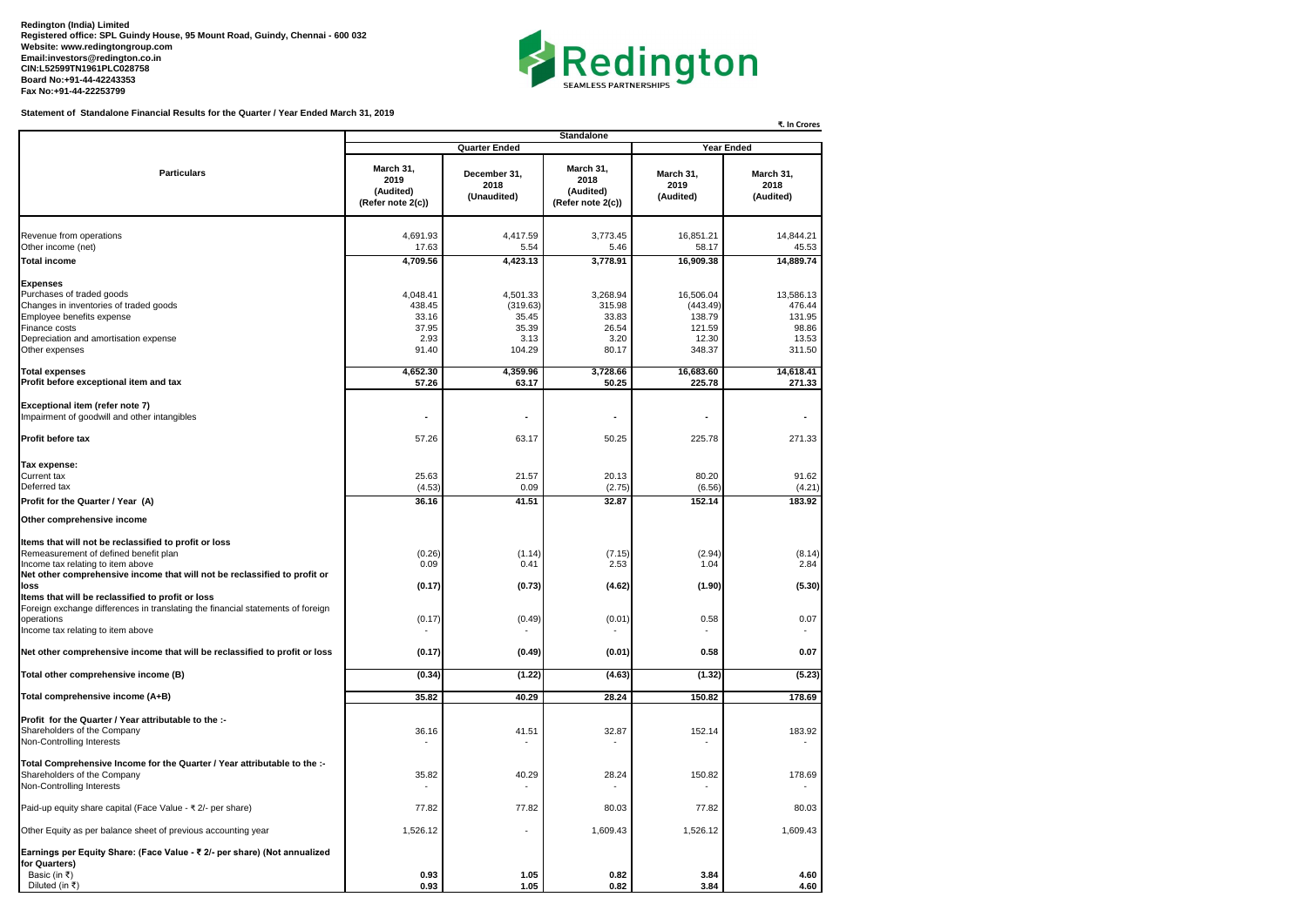**Redington (India) Limited**
**Registered office: SPL Guindy House, 95 Mount Road, Guindy, Chennai - 600 032**
**Website: www.redingtongroup.com**
**Email:investors@redington.co.in**
**CIN:L52599TN1961PLC028758**
**Board No:+91-44-42243353**
**Fax No:+91-44-22253799**

Redington
SEAMLESS PARTNERSHIPS

**Statement of Standalone Financial Results for the Quarter / Year Ended March 31, 2019**

₹. In Crores

| Particulars | Standalone | | | | |
|---|---|---|---|---|---|
| | Quarter Ended | | | Year Ended | |
| | March 31, 2019 (Audited) (Refer note 2(c)) | December 31, 2018 (Unaudited) | March 31, 2018 (Audited) (Refer note 2(c)) | March 31, 2019 (Audited) | March 31, 2018 (Audited) |
| Revenue from operations | 4,691.93 | 4,417.59 | 3,773.45 | 16,851.21 | 14,844.21 |
| Other income (net) | 17.63 | 5.54 | 5.46 | 58.17 | 45.53 |
| **Total income** | **4,709.56** | **4,423.13** | **3,778.91** | **16,909.38** | **14,889.74** |
| **Expenses** | | | | | |
| Purchases of traded goods | 4,048.41 | 4,501.33 | 3,268.94 | 16,506.04 | 13,586.13 |
| Changes in inventories of traded goods | 438.45 | (319.63) | 315.98 | (443.49) | 476.44 |
| Employee benefits expense | 33.16 | 35.45 | 33.83 | 138.79 | 131.95 |
| Finance costs | 37.95 | 35.39 | 26.54 | 121.59 | 98.86 |
| Depreciation and amortisation expense | 2.93 | 3.13 | 3.20 | 12.30 | 13.53 |
| Other expenses | 91.40 | 104.29 | 80.17 | 348.37 | 311.50 |
| **Total expenses** | **4,652.30** | **4,359.96** | **3,728.66** | **16,683.60** | **14,618.41** |
| **Profit before exceptional item and tax** | **57.26** | **63.17** | **50.25** | **225.78** | **271.33** |
| **Exceptional item (refer note 7)** | | | | | |
| Impairment of goodwill and other intangibles | - | - | - | - | - |
| **Profit before tax** | 57.26 | 63.17 | 50.25 | 225.78 | 271.33 |
| **Tax expense:** | | | | | |
| Current tax | 25.63 | 21.57 | 20.13 | 80.20 | 91.62 |
| Deferred tax | (4.53) | 0.09 | (2.75) | (6.56) | (4.21) |
| **Profit for the Quarter / Year (A)** | **36.16** | **41.51** | **32.87** | **152.14** | **183.92** |
| **Other comprehensive income** | | | | | |
| **Items that will not be reclassified to profit or loss** | | | | | |
| Remeasurement of defined benefit plan | (0.26) | (1.14) | (7.15) | (2.94) | (8.14) |
| Income tax relating to item above | 0.09 | 0.41 | 2.53 | 1.04 | 2.84 |
| **Net other comprehensive income that will not be reclassified to profit or loss** | **(0.17)** | **(0.73)** | **(4.62)** | **(1.90)** | **(5.30)** |
| **Items that will be reclassified to profit or loss** | | | | | |
| Foreign exchange differences in translating the financial statements of foreign operations | (0.17) | (0.49) | (0.01) | 0.58 | 0.07 |
| Income tax relating to item above | - | - | - | - | - |
| **Net other comprehensive income that will be reclassified to profit or loss** | **(0.17)** | **(0.49)** | **(0.01)** | **0.58** | **0.07** |
| **Total other comprehensive income (B)** | **(0.34)** | **(1.22)** | **(4.63)** | **(1.32)** | **(5.23)** |
| **Total comprehensive income (A+B)** | **35.82** | **40.29** | **28.24** | **150.82** | **178.69** |
| **Profit for the Quarter / Year attributable to the :-** | | | | | |
| Shareholders of the Company | 36.16 | 41.51 | 32.87 | 152.14 | 183.92 |
| Non-Controlling Interests | - | - | - | - | - |
| **Total Comprehensive Income for the Quarter / Year attributable to the :-** | | | | | |
| Shareholders of the Company | 35.82 | 40.29 | 28.24 | 150.82 | 178.69 |
| Non-Controlling Interests | - | - | - | - | - |
| Paid-up equity share capital (Face Value - ₹ 2/- per share) | 77.82 | 77.82 | 80.03 | 77.82 | 80.03 |
| Other Equity as per balance sheet of previous accounting year | 1,526.12 | - | 1,609.43 | 1,526.12 | 1,609.43 |
| **Earnings per Equity Share: (Face Value - ₹ 2/- per share) (Not annualized for Quarters)** | | | | | |
| Basic (in ₹) | **0.93** | **1.05** | **0.82** | **3.84** | **4.60** |
| Diluted (in ₹) | **0.93** | **1.05** | **0.82** | **3.84** | **4.60** |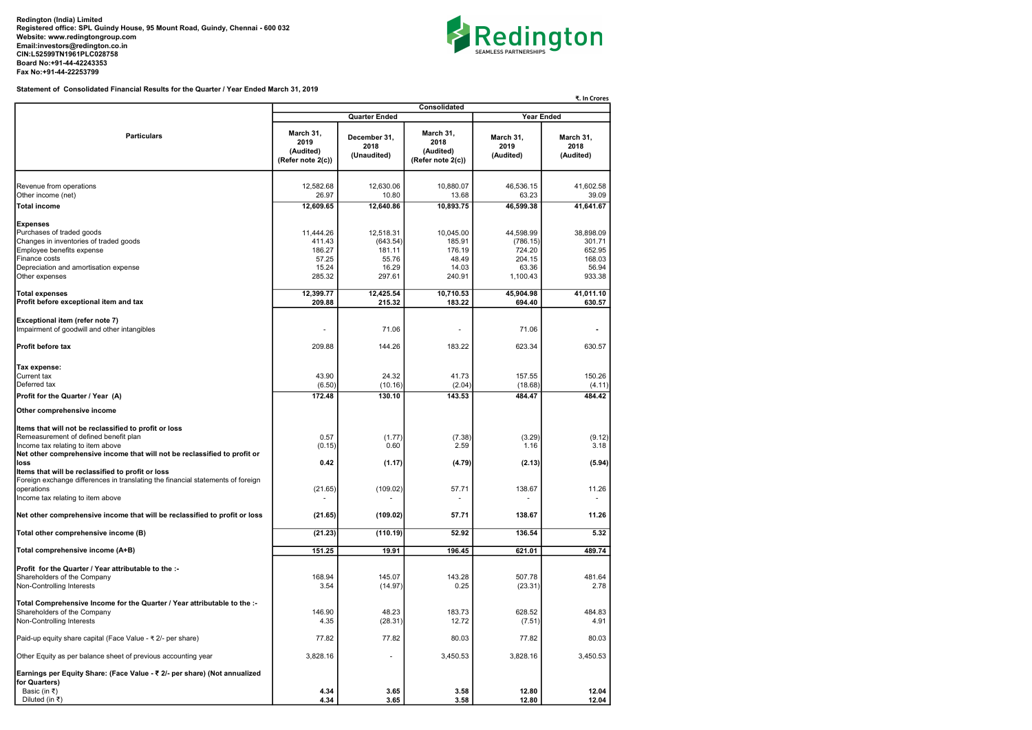**Redington (India) Limited**
**Registered office: SPL Guindy House, 95 Mount Road, Guindy, Chennai - 600 032**
**Website: www.redingtongroup.com**
**Email:investors@redington.co.in**
**CIN:L52599TN1961PLC028758**
**Board No:+91-44-42243353**
**Fax No:+91-44-22253799**

**Statement of Consolidated Financial Results for the Quarter / Year Ended March 31, 2019**

₹. In Crores

| Particulars | Consolidated | | | | |
|---|---|---|---|---|---|
| | Quarter Ended | | | Year Ended | |
| | March 31, 2019 (Audited) (Refer note 2(c)) | December 31, 2018 (Unaudited) | March 31, 2018 (Audited) (Refer note 2(c)) | March 31, 2019 (Audited) | March 31, 2018 (Audited) |
| Revenue from operations | 12,582.68 | 12,630.06 | 10,880.07 | 46,536.15 | 41,602.58 |
| Other income (net) | 26.97 | 10.80 | 13.68 | 63.23 | 39.09 |
| **Total income** | **12,609.65** | **12,640.86** | **10,893.75** | **46,599.38** | **41,641.67** |
| **Expenses** | | | | | |
| Purchases of traded goods | 11,444.26 | 12,518.31 | 10,045.00 | 44,598.99 | 38,898.09 |
| Changes in inventories of traded goods | 411.43 | (643.54) | 185.91 | (786.15) | 301.71 |
| Employee benefits expense | 186.27 | 181.11 | 176.19 | 724.20 | 652.95 |
| Finance costs | 57.25 | 55.76 | 48.49 | 204.15 | 168.03 |
| Depreciation and amortisation expense | 15.24 | 16.29 | 14.03 | 63.36 | 56.94 |
| Other expenses | 285.32 | 297.61 | 240.91 | 1,100.43 | 933.38 |
| **Total expenses** | **12,399.77** | **12,425.54** | **10,710.53** | **45,904.98** | **41,011.10** |
| **Profit before exceptional item and tax** | **209.88** | **215.32** | **183.22** | **694.40** | **630.57** |
| **Exceptional item (refer note 7)** | | | | | |
| Impairment of goodwill and other intangibles | - | 71.06 | - | 71.06 | - |
| **Profit before tax** | 209.88 | 144.26 | 183.22 | 623.34 | 630.57 |
| **Tax expense:** | | | | | |
| Current tax | 43.90 | 24.32 | 41.73 | 157.55 | 150.26 |
| Deferred tax | (6.50) | (10.16) | (2.04) | (18.68) | (4.11) |
| **Profit for the Quarter / Year (A)** | **172.48** | **130.10** | **143.53** | **484.47** | **484.42** |
| **Other comprehensive income** | | | | | |
| **Items that will not be reclassified to profit or loss** | | | | | |
| Remeasurement of defined benefit plan | 0.57 | (1.77) | (7.38) | (3.29) | (9.12) |
| Income tax relating to item above | (0.15) | 0.60 | 2.59 | 1.16 | 3.18 |
| **Net other comprehensive income that will not be reclassified to profit or loss** | **0.42** | **(1.17)** | **(4.79)** | **(2.13)** | **(5.94)** |
| **Items that will be reclassified to profit or loss** | | | | | |
| Foreign exchange differences in translating the financial statements of foreign operations | (21.65) | (109.02) | 57.71 | 138.67 | 11.26 |
| Income tax relating to item above | - | - | - | - | - |
| **Net other comprehensive income that will be reclassified to profit or loss** | **(21.65)** | **(109.02)** | **57.71** | **138.67** | **11.26** |
| **Total other comprehensive income (B)** | **(21.23)** | **(110.19)** | **52.92** | **136.54** | **5.32** |
| **Total comprehensive income (A+B)** | **151.25** | **19.91** | **196.45** | **621.01** | **489.74** |
| **Profit for the Quarter / Year attributable to the :-** | | | | | |
| Shareholders of the Company | 168.94 | 145.07 | 143.28 | 507.78 | 481.64 |
| Non-Controlling Interests | 3.54 | (14.97) | 0.25 | (23.31) | 2.78 |
| **Total Comprehensive Income for the Quarter / Year attributable to the :-** | | | | | |
| Shareholders of the Company | 146.90 | 48.23 | 183.73 | 628.52 | 484.83 |
| Non-Controlling Interests | 4.35 | (28.31) | 12.72 | (7.51) | 4.91 |
| Paid-up equity share capital (Face Value - ₹ 2/- per share) | 77.82 | 77.82 | 80.03 | 77.82 | 80.03 |
| Other Equity as per balance sheet of previous accounting year | 3,828.16 | - | 3,450.53 | 3,828.16 | 3,450.53 |
| **Earnings per Equity Share: (Face Value - ₹ 2/- per share) (Not annualized for Quarters)** | | | | | |
| Basic (in ₹) | **4.34** | **3.65** | **3.58** | **12.80** | **12.04** |
| Diluted (in ₹) | **4.34** | **3.65** | **3.58** | **12.80** | **12.04** |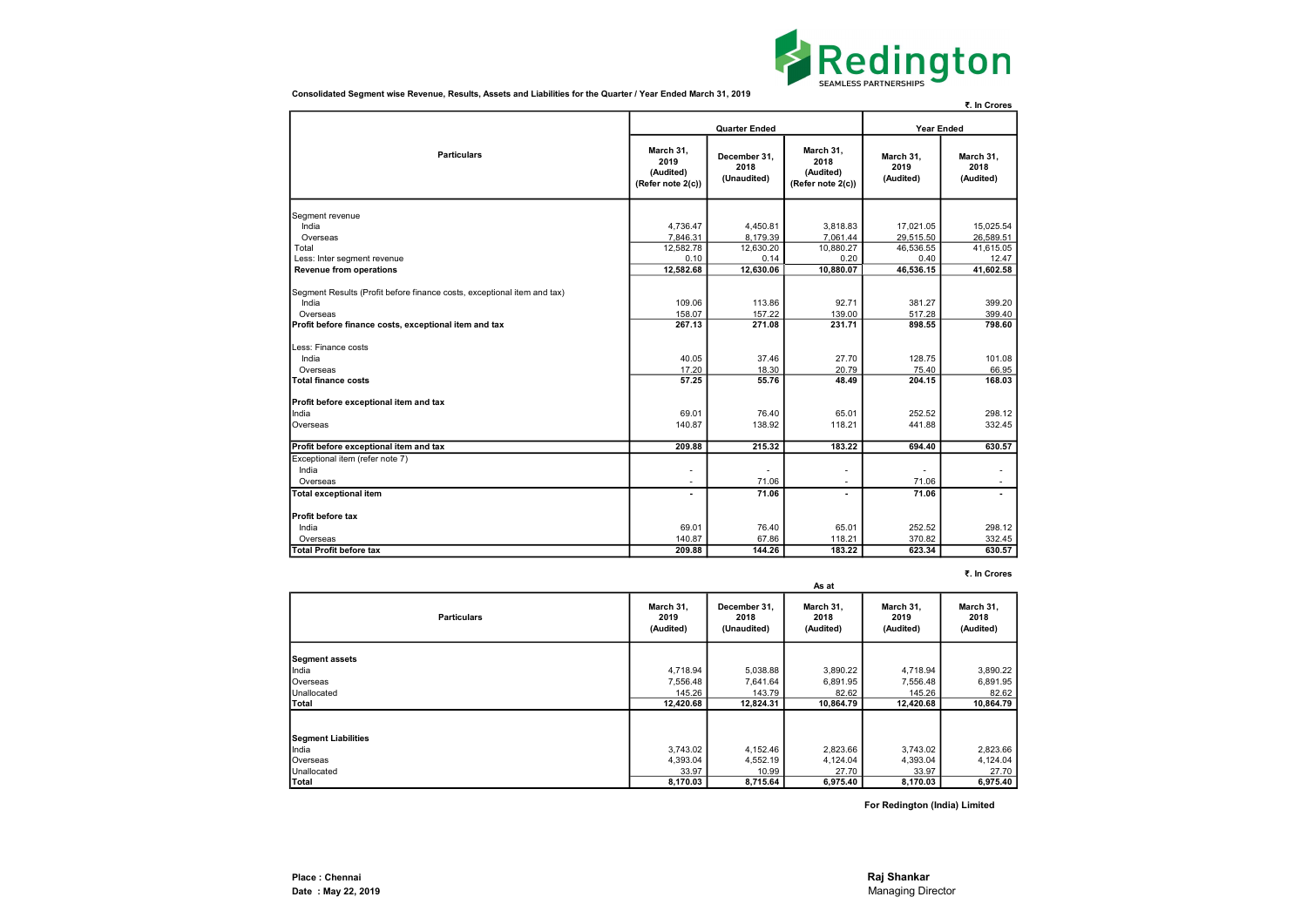Redington
SEAMLESS PARTNERSHIPS

**Consolidated Segment wise Revenue, Results, Assets and Liabilities for the Quarter / Year Ended March 31, 2019**

₹. In Crores

| Particulars | Quarter Ended | | | Year Ended | |
|---|---|---|---|---|---|
| | March 31, 2019 (Audited) (Refer note 2(c)) | December 31, 2018 (Unaudited) | March 31, 2018 (Audited) (Refer note 2(c)) | March 31, 2019 (Audited) | March 31, 2018 (Audited) |
| Segment revenue | | | | | |
| India | 4,736.47 | 4,450.81 | 3,818.83 | 17,021.05 | 15,025.54 |
| Overseas | 7,846.31 | 8,179.39 | 7,061.44 | 29,515.50 | 26,589.51 |
| Total | 12,582.78 | 12,630.20 | 10,880.27 | 46,536.55 | 41,615.05 |
| Less: Inter segment revenue | 0.10 | 0.14 | 0.20 | 0.40 | 12.47 |
| **Revenue from operations** | **12,582.68** | **12,630.06** | **10,880.07** | **46,536.15** | **41,602.58** |
| Segment Results (Profit before finance costs, exceptional item and tax) | | | | | |
| India | 109.06 | 113.86 | 92.71 | 381.27 | 399.20 |
| Overseas | 158.07 | 157.22 | 139.00 | 517.28 | 399.40 |
| **Profit before finance costs, exceptional item and tax** | **267.13** | **271.08** | **231.71** | **898.55** | **798.60** |
| Less: Finance costs | | | | | |
| India | 40.05 | 37.46 | 27.70 | 128.75 | 101.08 |
| Overseas | 17.20 | 18.30 | 20.79 | 75.40 | 66.95 |
| **Total finance costs** | **57.25** | **55.76** | **48.49** | **204.15** | **168.03** |
| **Profit before exceptional item and tax** | | | | | |
| India | 69.01 | 76.40 | 65.01 | 252.52 | 298.12 |
| Overseas | 140.87 | 138.92 | 118.21 | 441.88 | 332.45 |
| **Profit before exceptional item and tax** | **209.88** | **215.32** | **183.22** | **694.40** | **630.57** |
| Exceptional item (refer note 7) | | | | | |
| India | - | - | - | - | - |
| Overseas | - | 71.06 | - | 71.06 | - |
| **Total exceptional item** | **-** | **71.06** | **-** | **71.06** | **-** |
| **Profit before tax** | | | | | |
| India | 69.01 | 76.40 | 65.01 | 252.52 | 298.12 |
| Overseas | 140.87 | 67.86 | 118.21 | 370.82 | 332.45 |
| **Total Profit before tax** | **209.88** | **144.26** | **183.22** | **623.34** | **630.57** |

₹. In Crores

| Particulars | As at | | | | |
|---|---|---|---|---|---|
| | March 31, 2019 (Audited) | December 31, 2018 (Unaudited) | March 31, 2018 (Audited) | March 31, 2019 (Audited) | March 31, 2018 (Audited) |
| **Segment assets** | | | | | |
| India | 4,718.94 | 5,038.88 | 3,890.22 | 4,718.94 | 3,890.22 |
| Overseas | 7,556.48 | 7,641.64 | 6,891.95 | 7,556.48 | 6,891.95 |
| Unallocated | 145.26 | 143.79 | 82.62 | 145.26 | 82.62 |
| **Total** | **12,420.68** | **12,824.31** | **10,864.79** | **12,420.68** | **10,864.79** |
| **Segment Liabilities** | | | | | |
| India | 3,743.02 | 4,152.46 | 2,823.66 | 3,743.02 | 2,823.66 |
| Overseas | 4,393.04 | 4,552.19 | 4,124.04 | 4,393.04 | 4,124.04 |
| Unallocated | 33.97 | 10.99 | 27.70 | 33.97 | 27.70 |
| **Total** | **8,170.03** | **8,715.64** | **6,975.40** | **8,170.03** | **6,975.40** |

**For Redington (India) Limited**

**Place : Chennai**
**Date : May 22, 2019**

**Raj Shankar**
Managing Director